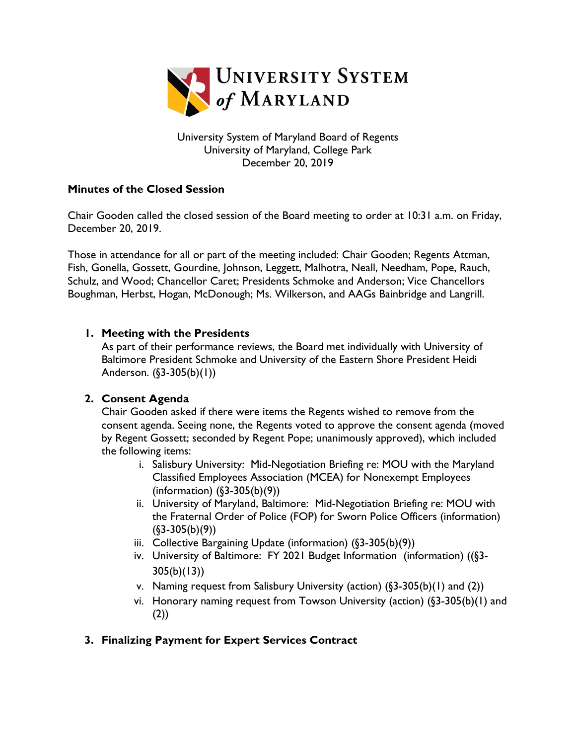# University System of Maryland

University System of Maryland Board of Regents
University of Maryland, College Park
December 20, 2019

**Minutes of the Closed Session**

Chair Gooden called the closed session of the Board meeting to order at 10:31 a.m. on Friday, December 20, 2019.

Those in attendance for all or part of the meeting included: Chair Gooden; Regents Attman, Fish, Gonella, Gossett, Gourdine, Johnson, Leggett, Malhotra, Neall, Needham, Pope, Rauch, Schulz, and Wood; Chancellor Caret; Presidents Schmoke and Anderson; Vice Chancellors Boughman, Herbst, Hogan, McDonough; Ms. Wilkerson, and AAGs Bainbridge and Langrill.

1. **Meeting with the Presidents**
   As part of their performance reviews, the Board met individually with University of Baltimore President Schmoke and University of the Eastern Shore President Heidi Anderson. (§3-305(b)(1))

2. **Consent Agenda**
   Chair Gooden asked if there were items the Regents wished to remove from the consent agenda. Seeing none, the Regents voted to approve the consent agenda (moved by Regent Gossett; seconded by Regent Pope; unanimously approved), which included the following items:
   i. Salisbury University: Mid-Negotiation Briefing re: MOU with the Maryland Classified Employees Association (MCEA) for Nonexempt Employees (information) (§3-305(b)(9))
   ii. University of Maryland, Baltimore: Mid-Negotiation Briefing re: MOU with the Fraternal Order of Police (FOP) for Sworn Police Officers (information) (§3-305(b)(9))
   iii. Collective Bargaining Update (information) (§3-305(b)(9))
   iv. University of Baltimore: FY 2021 Budget Information (information) ((§3-305(b)(13))
   v. Naming request from Salisbury University (action) (§3-305(b)(1) and (2))
   vi. Honorary naming request from Towson University (action) (§3-305(b)(1) and (2))

3. **Finalizing Payment for Expert Services Contract**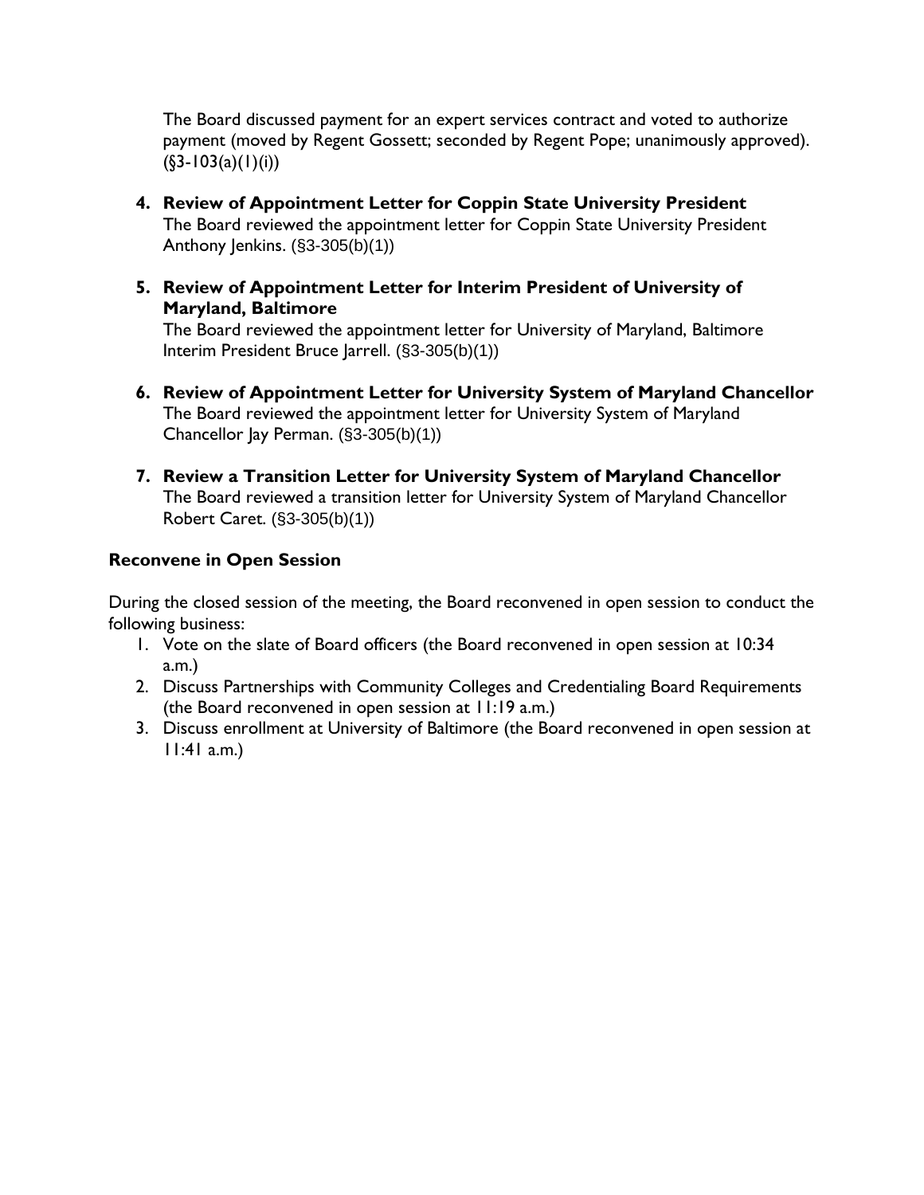The Board discussed payment for an expert services contract and voted to authorize payment (moved by Regent Gossett; seconded by Regent Pope; unanimously approved). (§3-103(a)(1)(i))

4. **Review of Appointment Letter for Coppin State University President**
   The Board reviewed the appointment letter for Coppin State University President Anthony Jenkins. (§3-305(b)(1))

5. **Review of Appointment Letter for Interim President of University of Maryland, Baltimore**
   The Board reviewed the appointment letter for University of Maryland, Baltimore Interim President Bruce Jarrell. (§3-305(b)(1))

6. **Review of Appointment Letter for University System of Maryland Chancellor**
   The Board reviewed the appointment letter for University System of Maryland Chancellor Jay Perman. (§3-305(b)(1))

7. **Review a Transition Letter for University System of Maryland Chancellor**
   The Board reviewed a transition letter for University System of Maryland Chancellor Robert Caret. (§3-305(b)(1))

**Reconvene in Open Session**

During the closed session of the meeting, the Board reconvened in open session to conduct the following business:

1. Vote on the slate of Board officers (the Board reconvened in open session at 10:34 a.m.)
2. Discuss Partnerships with Community Colleges and Credentialing Board Requirements (the Board reconvened in open session at 11:19 a.m.)
3. Discuss enrollment at University of Baltimore (the Board reconvened in open session at 11:41 a.m.)